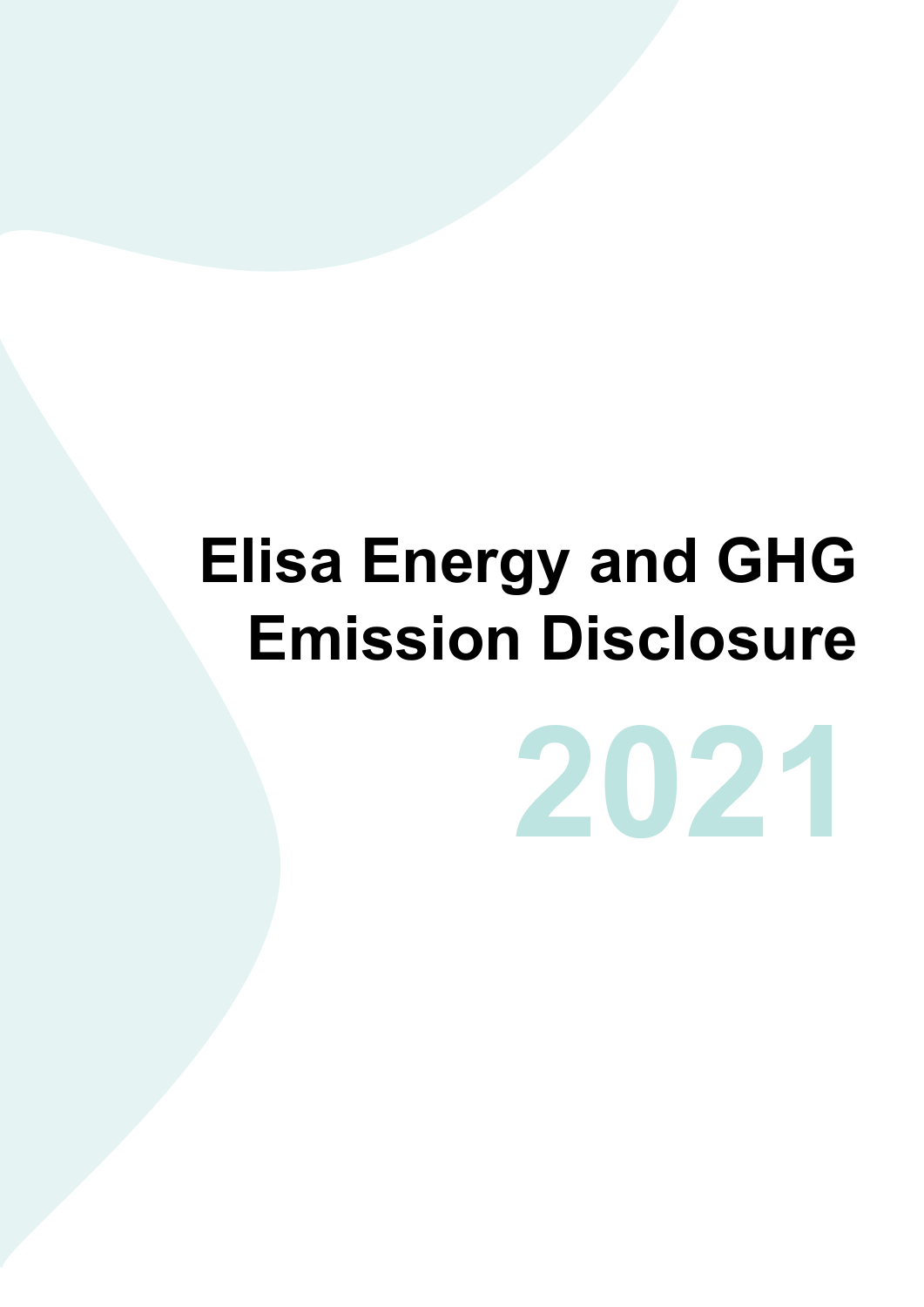# Elisa Energy and GHG Emission Disclosure

# 2021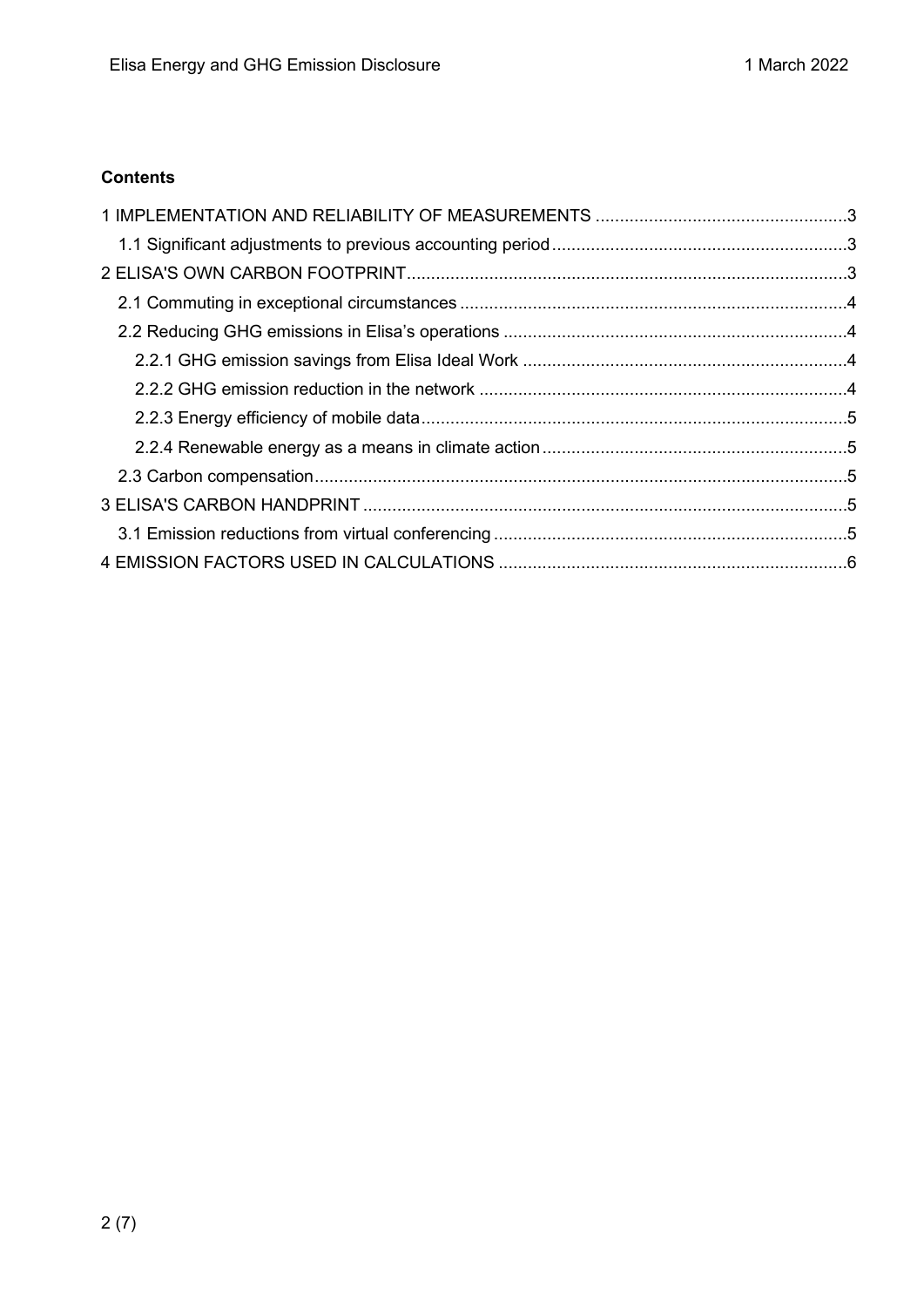**Contents**

1 IMPLEMENTATION AND RELIABILITY OF MEASUREMENTS .....3
- 1.1 Significant adjustments to previous accounting period .....3

2 ELISA'S OWN CARBON FOOTPRINT .....3
- 2.1 Commuting in exceptional circumstances .....4
- 2.2 Reducing GHG emissions in Elisa's operations .....4
  - 2.2.1 GHG emission savings from Elisa Ideal Work .....4
  - 2.2.2 GHG emission reduction in the network .....4
  - 2.2.3 Energy efficiency of mobile data .....5
  - 2.2.4 Renewable energy as a means in climate action .....5
- 2.3 Carbon compensation .....5

3 ELISA'S CARBON HANDPRINT .....5
- 3.1 Emission reductions from virtual conferencing .....5

4 EMISSION FACTORS USED IN CALCULATIONS .....6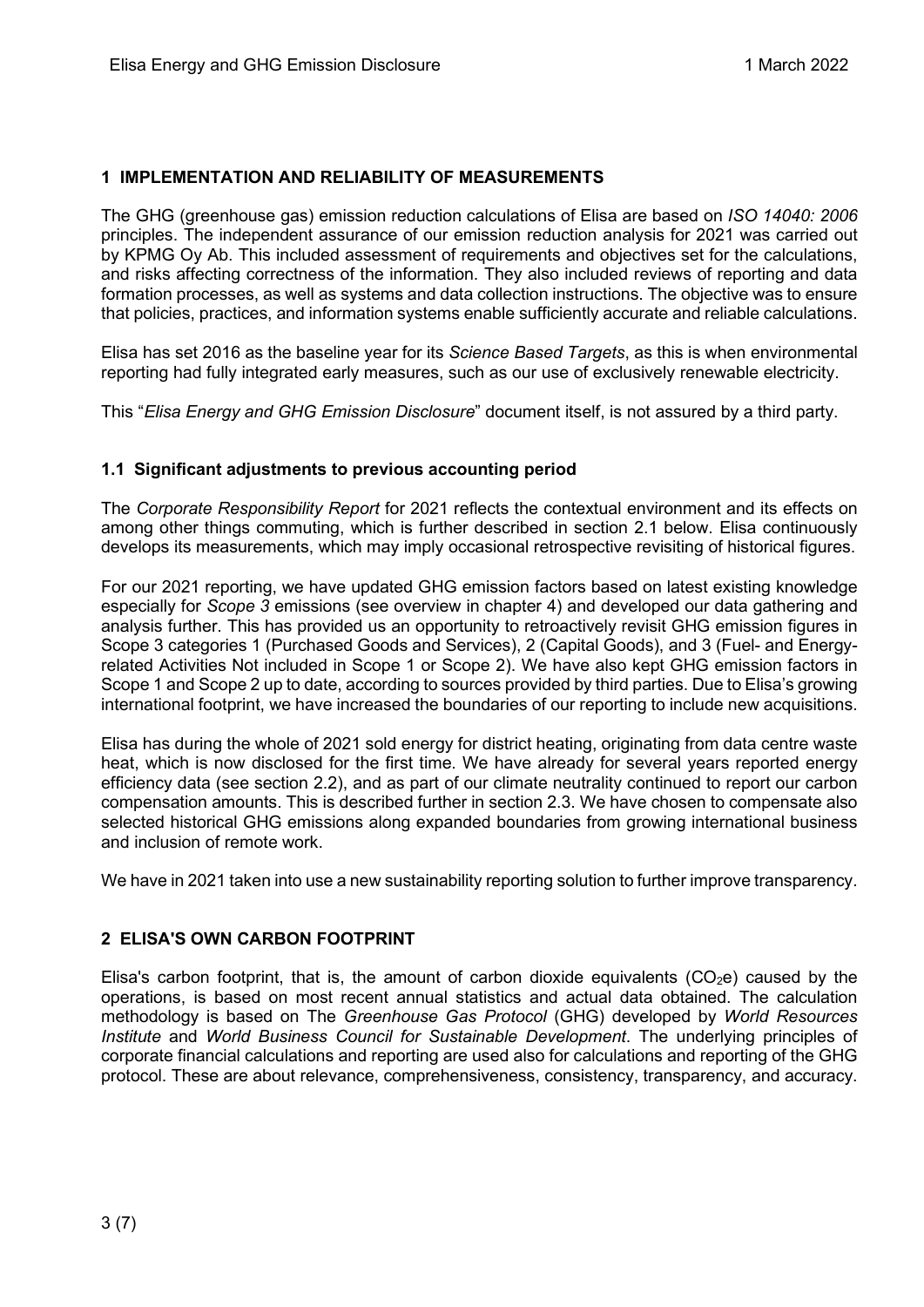## 1 IMPLEMENTATION AND RELIABILITY OF MEASUREMENTS

The GHG (greenhouse gas) emission reduction calculations of Elisa are based on *ISO 14040: 2006* principles. The independent assurance of our emission reduction analysis for 2021 was carried out by KPMG Oy Ab. This included assessment of requirements and objectives set for the calculations, and risks affecting correctness of the information. They also included reviews of reporting and data formation processes, as well as systems and data collection instructions. The objective was to ensure that policies, practices, and information systems enable sufficiently accurate and reliable calculations.

Elisa has set 2016 as the baseline year for its *Science Based Targets*, as this is when environmental reporting had fully integrated early measures, such as our use of exclusively renewable electricity.

This "*Elisa Energy and GHG Emission Disclosure*" document itself, is not assured by a third party.

### 1.1 Significant adjustments to previous accounting period

The *Corporate Responsibility Report* for 2021 reflects the contextual environment and its effects on among other things commuting, which is further described in section 2.1 below. Elisa continuously develops its measurements, which may imply occasional retrospective revisiting of historical figures.

For our 2021 reporting, we have updated GHG emission factors based on latest existing knowledge especially for *Scope 3* emissions (see overview in chapter 4) and developed our data gathering and analysis further. This has provided us an opportunity to retroactively revisit GHG emission figures in Scope 3 categories 1 (Purchased Goods and Services), 2 (Capital Goods), and 3 (Fuel- and Energy-related Activities Not included in Scope 1 or Scope 2). We have also kept GHG emission factors in Scope 1 and Scope 2 up to date, according to sources provided by third parties. Due to Elisa's growing international footprint, we have increased the boundaries of our reporting to include new acquisitions.

Elisa has during the whole of 2021 sold energy for district heating, originating from data centre waste heat, which is now disclosed for the first time. We have already for several years reported energy efficiency data (see section 2.2), and as part of our climate neutrality continued to report our carbon compensation amounts. This is described further in section 2.3. We have chosen to compensate also selected historical GHG emissions along expanded boundaries from growing international business and inclusion of remote work.

We have in 2021 taken into use a new sustainability reporting solution to further improve transparency.

## 2 ELISA'S OWN CARBON FOOTPRINT

Elisa's carbon footprint, that is, the amount of carbon dioxide equivalents ($CO_2e$) caused by the operations, is based on most recent annual statistics and actual data obtained. The calculation methodology is based on The *Greenhouse Gas Protocol* (GHG) developed by *World Resources Institute* and *World Business Council for Sustainable Development*. The underlying principles of corporate financial calculations and reporting are used also for calculations and reporting of the GHG protocol. These are about relevance, comprehensiveness, consistency, transparency, and accuracy.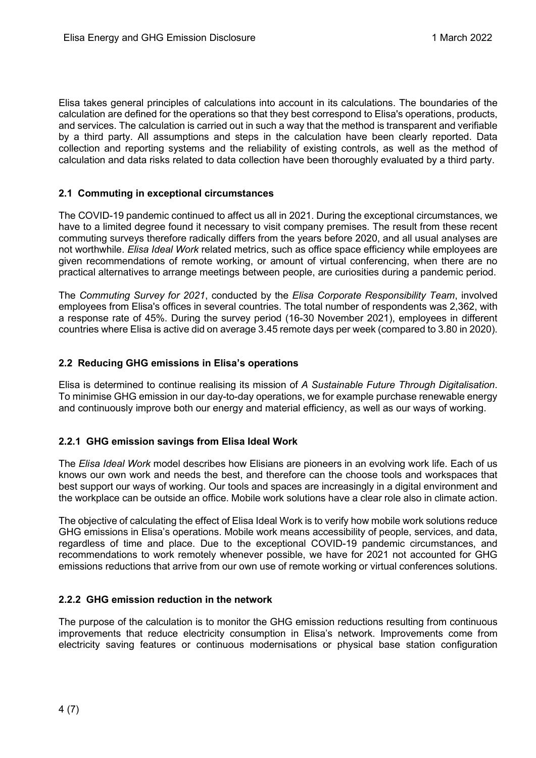Elisa takes general principles of calculations into account in its calculations. The boundaries of the calculation are defined for the operations so that they best correspond to Elisa's operations, products, and services. The calculation is carried out in such a way that the method is transparent and verifiable by a third party. All assumptions and steps in the calculation have been clearly reported. Data collection and reporting systems and the reliability of existing controls, as well as the method of calculation and data risks related to data collection have been thoroughly evaluated by a third party.

### 2.1 Commuting in exceptional circumstances

The COVID-19 pandemic continued to affect us all in 2021. During the exceptional circumstances, we have to a limited degree found it necessary to visit company premises. The result from these recent commuting surveys therefore radically differs from the years before 2020, and all usual analyses are not worthwhile. *Elisa Ideal Work* related metrics, such as office space efficiency while employees are given recommendations of remote working, or amount of virtual conferencing, when there are no practical alternatives to arrange meetings between people, are curiosities during a pandemic period.

The *Commuting Survey for 2021*, conducted by the *Elisa Corporate Responsibility Team*, involved employees from Elisa's offices in several countries. The total number of respondents was 2,362, with a response rate of 45%. During the survey period (16-30 November 2021), employees in different countries where Elisa is active did on average 3.45 remote days per week (compared to 3.80 in 2020).

### 2.2 Reducing GHG emissions in Elisa's operations

Elisa is determined to continue realising its mission of *A Sustainable Future Through Digitalisation*. To minimise GHG emission in our day-to-day operations, we for example purchase renewable energy and continuously improve both our energy and material efficiency, as well as our ways of working.

#### 2.2.1 GHG emission savings from Elisa Ideal Work

The *Elisa Ideal Work* model describes how Elisians are pioneers in an evolving work life. Each of us knows our own work and needs the best, and therefore can the choose tools and workspaces that best support our ways of working. Our tools and spaces are increasingly in a digital environment and the workplace can be outside an office. Mobile work solutions have a clear role also in climate action.

The objective of calculating the effect of Elisa Ideal Work is to verify how mobile work solutions reduce GHG emissions in Elisa's operations. Mobile work means accessibility of people, services, and data, regardless of time and place. Due to the exceptional COVID-19 pandemic circumstances, and recommendations to work remotely whenever possible, we have for 2021 not accounted for GHG emissions reductions that arrive from our own use of remote working or virtual conferences solutions.

#### 2.2.2 GHG emission reduction in the network

The purpose of the calculation is to monitor the GHG emission reductions resulting from continuous improvements that reduce electricity consumption in Elisa's network. Improvements come from electricity saving features or continuous modernisations or physical base station configuration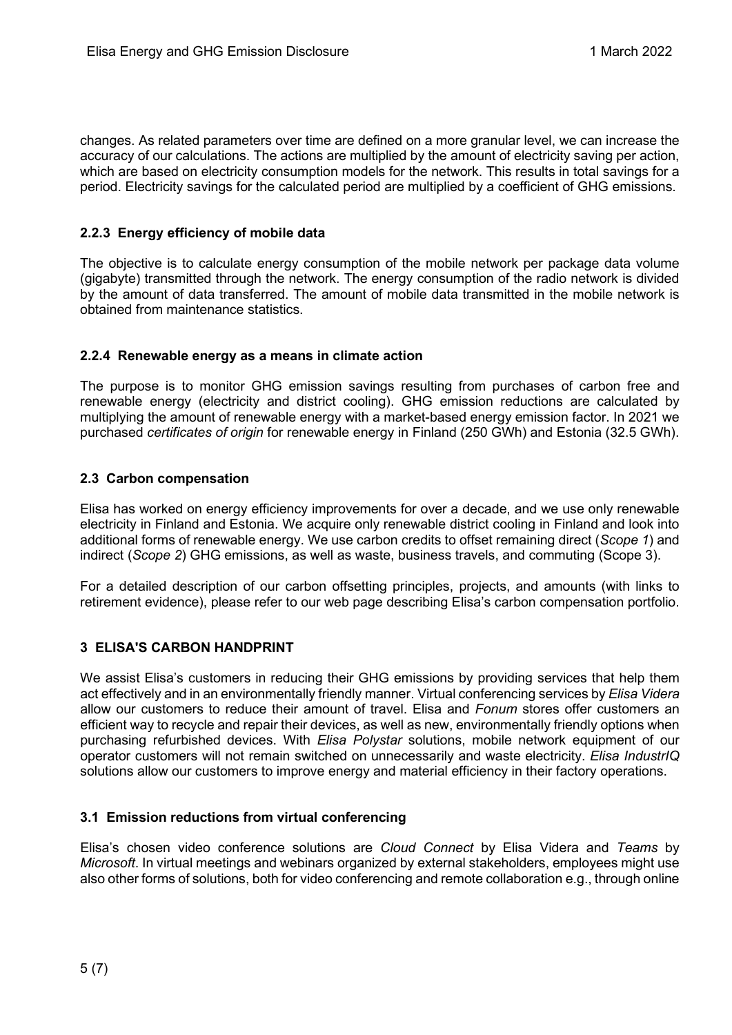changes. As related parameters over time are defined on a more granular level, we can increase the accuracy of our calculations. The actions are multiplied by the amount of electricity saving per action, which are based on electricity consumption models for the network. This results in total savings for a period. Electricity savings for the calculated period are multiplied by a coefficient of GHG emissions.

### 2.2.3 Energy efficiency of mobile data

The objective is to calculate energy consumption of the mobile network per package data volume (gigabyte) transmitted through the network. The energy consumption of the radio network is divided by the amount of data transferred. The amount of mobile data transmitted in the mobile network is obtained from maintenance statistics.

### 2.2.4 Renewable energy as a means in climate action

The purpose is to monitor GHG emission savings resulting from purchases of carbon free and renewable energy (electricity and district cooling). GHG emission reductions are calculated by multiplying the amount of renewable energy with a market-based energy emission factor. In 2021 we purchased *certificates of origin* for renewable energy in Finland (250 GWh) and Estonia (32.5 GWh).

## 2.3 Carbon compensation

Elisa has worked on energy efficiency improvements for over a decade, and we use only renewable electricity in Finland and Estonia. We acquire only renewable district cooling in Finland and look into additional forms of renewable energy. We use carbon credits to offset remaining direct (*Scope 1*) and indirect (*Scope 2*) GHG emissions, as well as waste, business travels, and commuting (Scope 3).

For a detailed description of our carbon offsetting principles, projects, and amounts (with links to retirement evidence), please refer to our web page describing Elisa's carbon compensation portfolio.

# 3 ELISA'S CARBON HANDPRINT

We assist Elisa's customers in reducing their GHG emissions by providing services that help them act effectively and in an environmentally friendly manner. Virtual conferencing services by *Elisa Videra* allow our customers to reduce their amount of travel. Elisa and *Fonum* stores offer customers an efficient way to recycle and repair their devices, as well as new, environmentally friendly options when purchasing refurbished devices. With *Elisa Polystar* solutions, mobile network equipment of our operator customers will not remain switched on unnecessarily and waste electricity. *Elisa IndustrIQ* solutions allow our customers to improve energy and material efficiency in their factory operations.

## 3.1 Emission reductions from virtual conferencing

Elisa's chosen video conference solutions are *Cloud Connect* by Elisa Videra and *Teams* by *Microsoft*. In virtual meetings and webinars organized by external stakeholders, employees might use also other forms of solutions, both for video conferencing and remote collaboration e.g., through online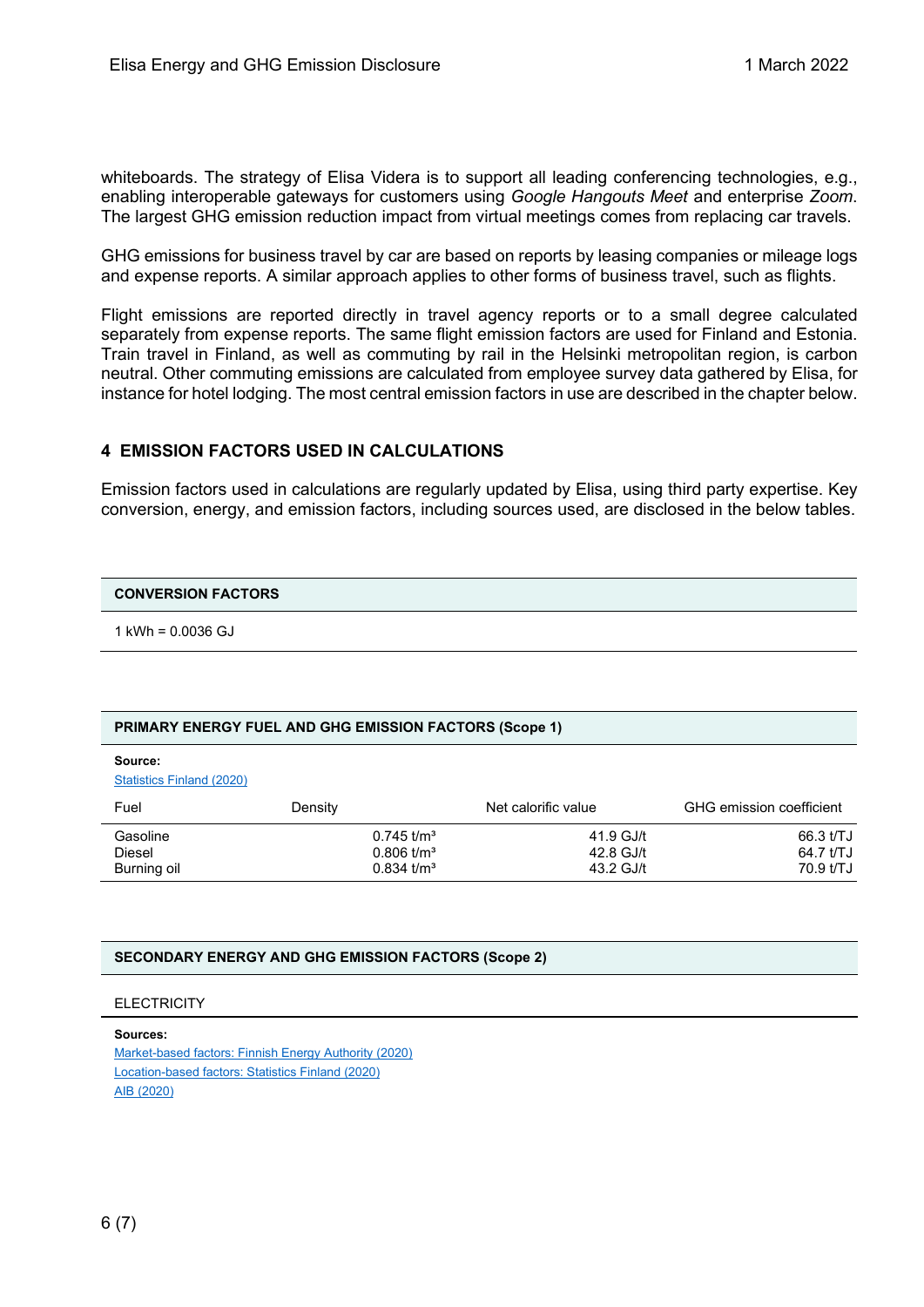whiteboards. The strategy of Elisa Videra is to support all leading conferencing technologies, e.g., enabling interoperable gateways for customers using *Google Hangouts Meet* and enterprise *Zoom*. The largest GHG emission reduction impact from virtual meetings comes from replacing car travels.

GHG emissions for business travel by car are based on reports by leasing companies or mileage logs and expense reports. A similar approach applies to other forms of business travel, such as flights.

Flight emissions are reported directly in travel agency reports or to a small degree calculated separately from expense reports. The same flight emission factors are used for Finland and Estonia. Train travel in Finland, as well as commuting by rail in the Helsinki metropolitan region, is carbon neutral. Other commuting emissions are calculated from employee survey data gathered by Elisa, for instance for hotel lodging. The most central emission factors in use are described in the chapter below.

## 4 EMISSION FACTORS USED IN CALCULATIONS

Emission factors used in calculations are regularly updated by Elisa, using third party expertise. Key conversion, energy, and emission factors, including sources used, are disclosed in the below tables.

| CONVERSION FACTORS |
|---|
| 1 kWh = 0.0036 GJ |

**PRIMARY ENERGY FUEL AND GHG EMISSION FACTORS (Scope 1)**

**Source:**
Statistics Finland (2020)

| Fuel | Density | Net calorific value | GHG emission coefficient |
|---|---|---|---|
| Gasoline | 0.745 t/m³ | 41.9 GJ/t | 66.3 t/TJ |
| Diesel | 0.806 t/m³ | 42.8 GJ/t | 64.7 t/TJ |
| Burning oil | 0.834 t/m³ | 43.2 GJ/t | 70.9 t/TJ |

**SECONDARY ENERGY AND GHG EMISSION FACTORS (Scope 2)**

ELECTRICITY

**Sources:**
Market-based factors: Finnish Energy Authority (2020)
Location-based factors: Statistics Finland (2020)
AIB (2020)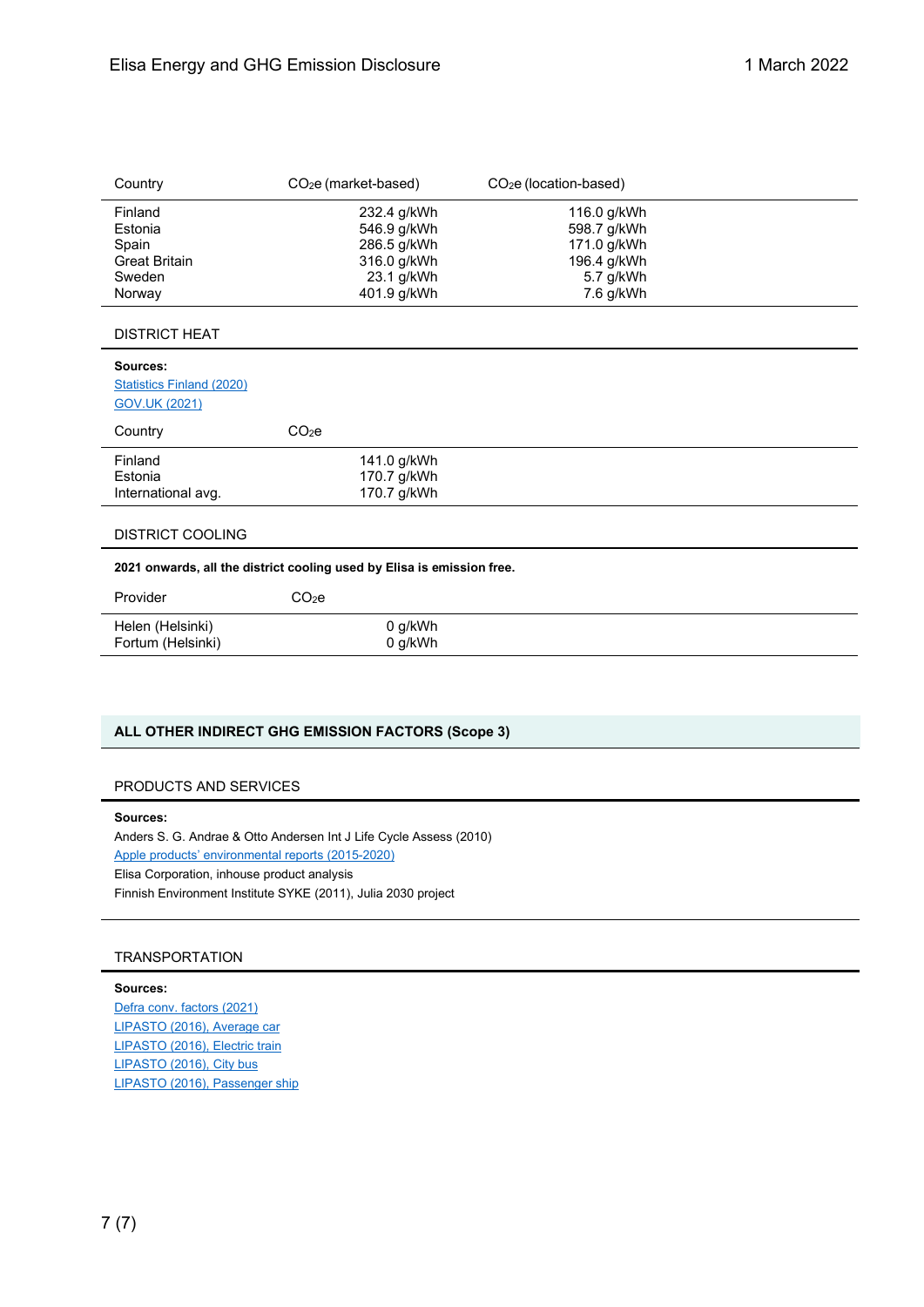| Country | $CO_2e$ (market-based) | $CO_2e$ (location-based) |
|---|---|---|
| Finland | 232.4 g/kWh | 116.0 g/kWh |
| Estonia | 546.9 g/kWh | 598.7 g/kWh |
| Spain | 286.5 g/kWh | 171.0 g/kWh |
| Great Britain | 316.0 g/kWh | 196.4 g/kWh |
| Sweden | 23.1 g/kWh | 5.7 g/kWh |
| Norway | 401.9 g/kWh | 7.6 g/kWh |

### DISTRICT HEAT

**Sources:**
Statistics Finland (2020)
GOV.UK (2021)

| Country | $CO_2e$ |
|---|---|
| Finland | 141.0 g/kWh |
| Estonia | 170.7 g/kWh |
| International avg. | 170.7 g/kWh |

### DISTRICT COOLING

**2021 onwards, all the district cooling used by Elisa is emission free.**

| Provider | $CO_2e$ |
|---|---|
| Helen (Helsinki) | 0 g/kWh |
| Fortum (Helsinki) | 0 g/kWh |

## ALL OTHER INDIRECT GHG EMISSION FACTORS (Scope 3)

### PRODUCTS AND SERVICES

**Sources:**
Anders S. G. Andrae & Otto Andersen Int J Life Cycle Assess (2010)
Apple products' environmental reports (2015-2020)
Elisa Corporation, inhouse product analysis
Finnish Environment Institute SYKE (2011), Julia 2030 project

### TRANSPORTATION

**Sources:**
Defra conv. factors (2021)
LIPASTO (2016), Average car
LIPASTO (2016), Electric train
LIPASTO (2016), City bus
LIPASTO (2016), Passenger ship